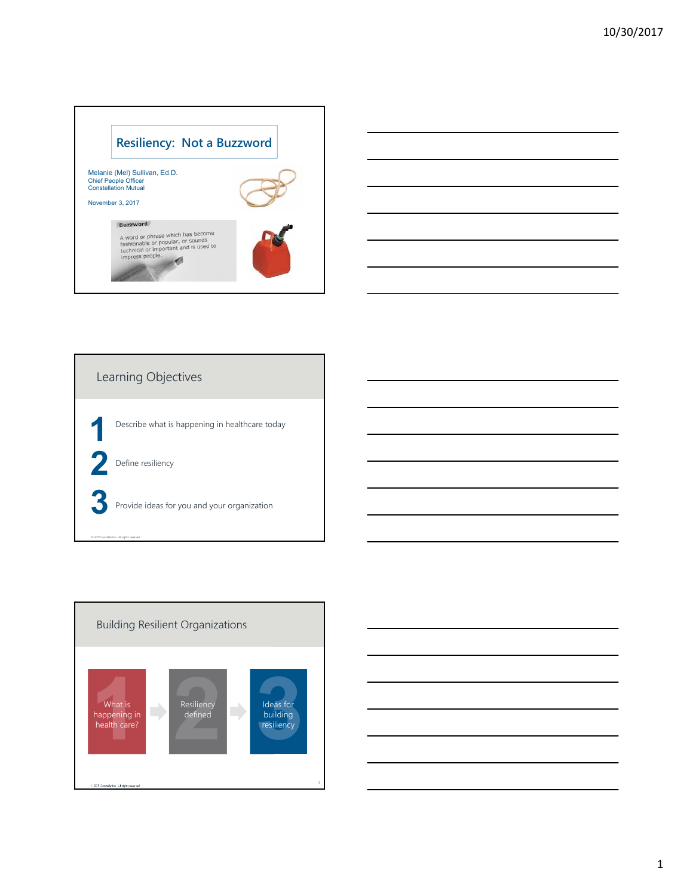# Resiliency: Not a Buzzword

Melanie (Mel) Sullivan, Ed.D.
Chief People Officer
Constellation Mutual

November 3, 2017

**Buzzword**

A word or phrase which has become fashionable or popular, or sounds technical or important and is used to impress people.

## Learning Objectives

1. Describe what is happening in healthcare today
2. Define resiliency
3. Provide ideas for you and your organization

© 2017 Constellation. All rights reserved.

## Building Resilient Organizations

1. What is happening in health care?
2. Resiliency defined
3. Ideas for building resiliency

© 2017 Constellation. All rights reserved.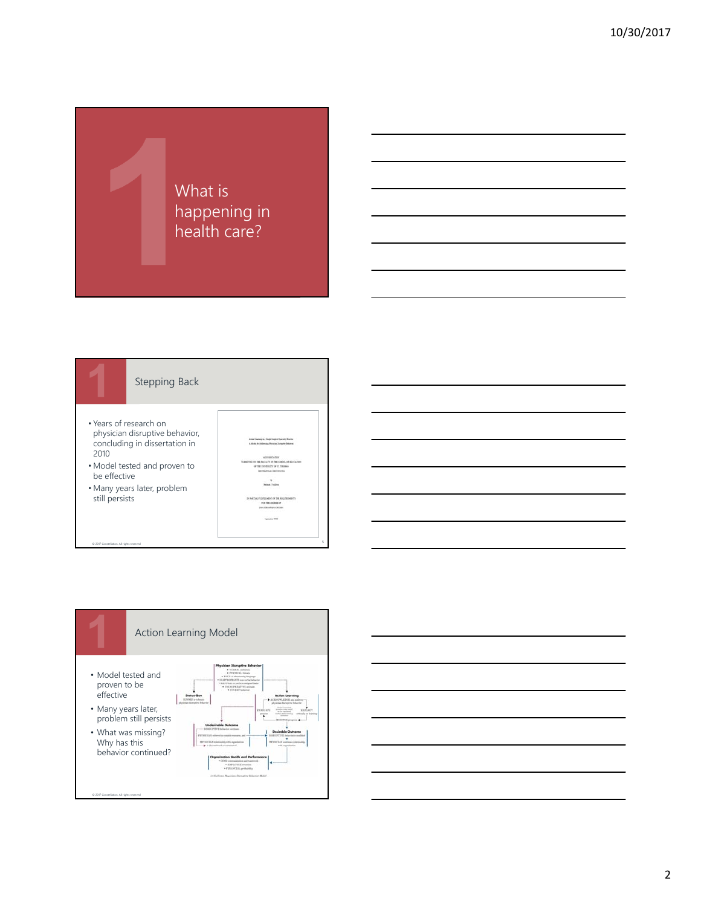## What is happening in health care?

## Stepping Back

- Years of research on physician disruptive behavior, concluding in dissertation in 2010
- Model tested and proven to be effective
- Many years later, problem still persists

© 2017 Constellation. All rights reserved

## Action Learning Model

- Model tested and proven to be effective
- Many years later, problem still persists
- What was missing? Why has this behavior continued?

© 2017 Constellation. All rights reserved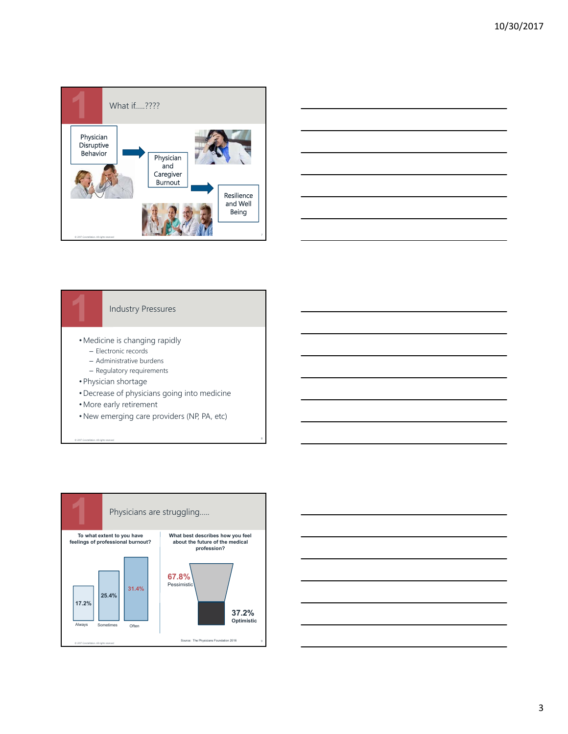## What if.....????

Physician Disruptive Behavior → Physician and Caregiver Burnout → Resilience and Well Being

© 2017 Constellation. All rights reserved

## Industry Pressures

- Medicine is changing rapidly
  - Electronic records
  - Administrative burdens
  - Regulatory requirements
- Physician shortage
- Decrease of physicians going into medicine
- More early retirement
- New emerging care providers (NP, PA, etc)

© 2017 Constellation. All rights reserved

## Physicians are struggling.....

**To what extent to you have feelings of professional burnout?**

| Always | Sometimes | Often |
|---|---|---|
| 17.2% | 25.4% | 31.4% |

**What best describes how you feel about the future of the medical profession?**

- 67.8% Pessimistic
- 37.2% Optimistic

Source: The Physicians Foundation 2016

© 2017 Constellation. All rights reserved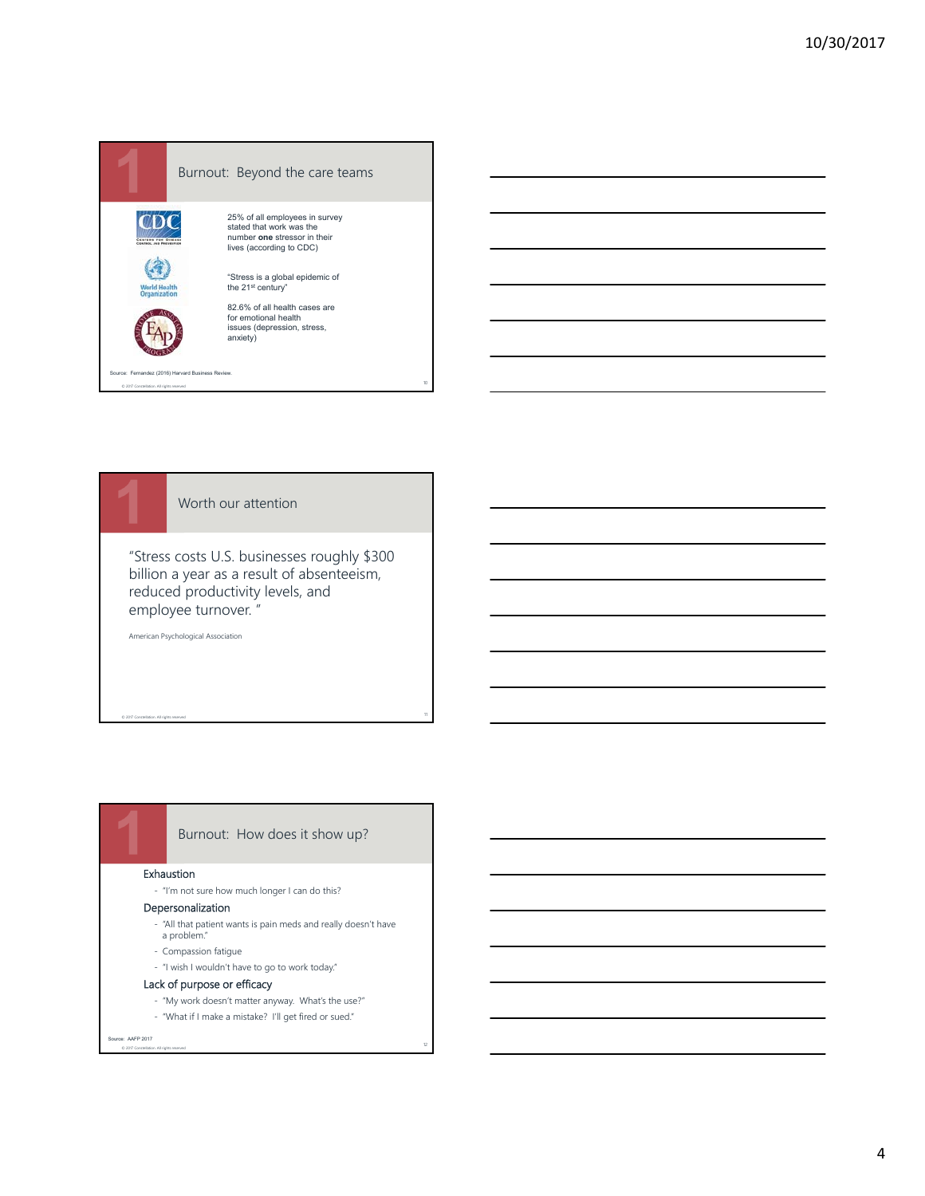## Burnout: Beyond the care teams

CDC

25% of all employees in survey stated that work was the number **one** stressor in their lives (according to CDC)

World Health Organization

"Stress is a global epidemic of the 21st century"

EAP

82.6% of all health cases are for emotional health issues (depression, stress, anxiety)

Source: Fernandez (2016) Harvard Business Review.

© 2017 Constellation. All rights reserved

## Worth our attention

"Stress costs U.S. businesses roughly $300 billion a year as a result of absenteeism, reduced productivity levels, and employee turnover. "

American Psychological Association

© 2017 Constellation. All rights reserved

## Burnout: How does it show up?

Exhaustion

- "I'm not sure how much longer I can do this?

Depersonalization

- "All that patient wants is pain meds and really doesn't have a problem."
- Compassion fatigue
- "I wish I wouldn't have to go to work today."

Lack of purpose or efficacy

- "My work doesn't matter anyway. What's the use?"
- "What if I make a mistake? I'll get fired or sued."

Source: AAFP 2017

© 2017 Constellation. All rights reserved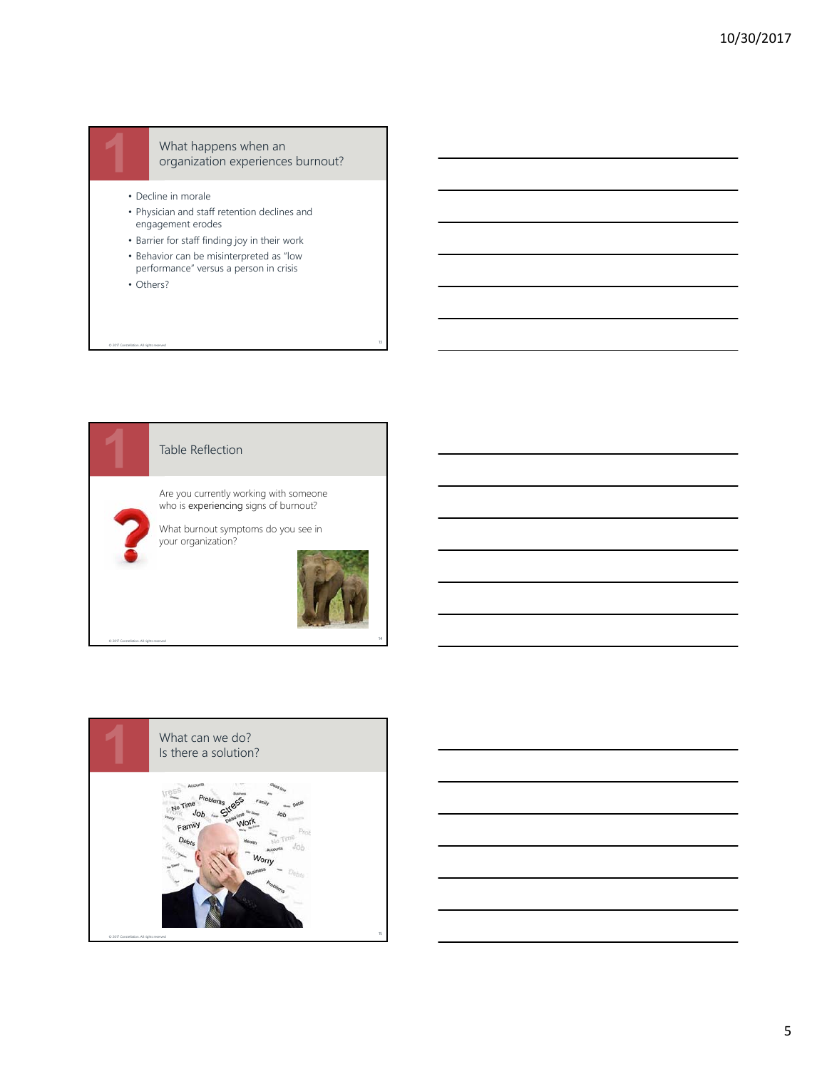## What happens when an organization experiences burnout?

- Decline in morale
- Physician and staff retention declines and engagement erodes
- Barrier for staff finding joy in their work
- Behavior can be misinterpreted as "low performance" versus a person in crisis
- Others?

## Table Reflection

Are you currently working with someone who is experiencing signs of burnout?

What burnout symptoms do you see in your organization?

## What can we do? Is there a solution?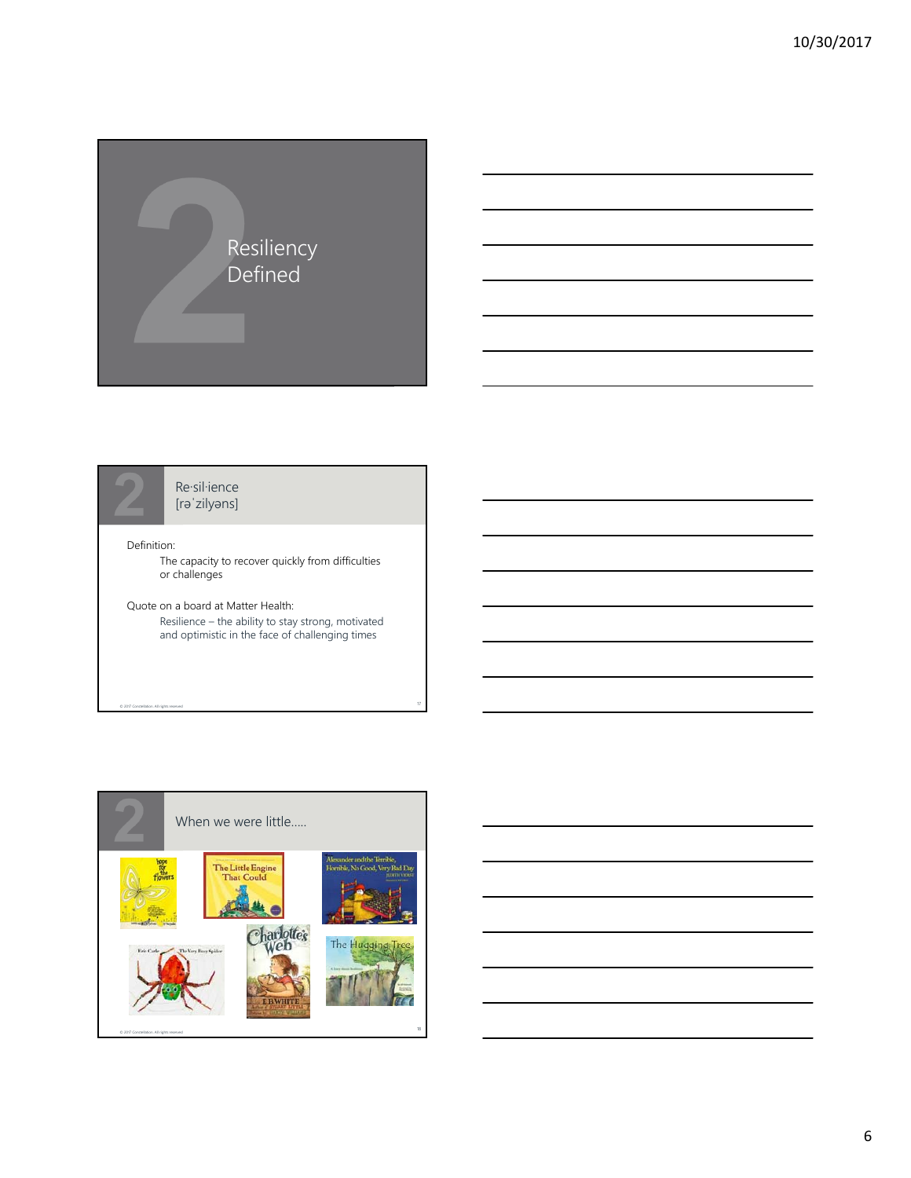## Resiliency Defined

## Re·sil·ience [rəˈzilyəns]

Definition:

The capacity to recover quickly from difficulties or challenges

Quote on a board at Matter Health:

Resilience – the ability to stay strong, motivated and optimistic in the face of challenging times

## When we were little…..

- Hope for the Flowers
- The Little Engine That Could
- Alexander and the Terrible, Horrible, No Good, Very Bad Day
- The Very Busy Spider
- Charlotte's Web
- The Hugging Tree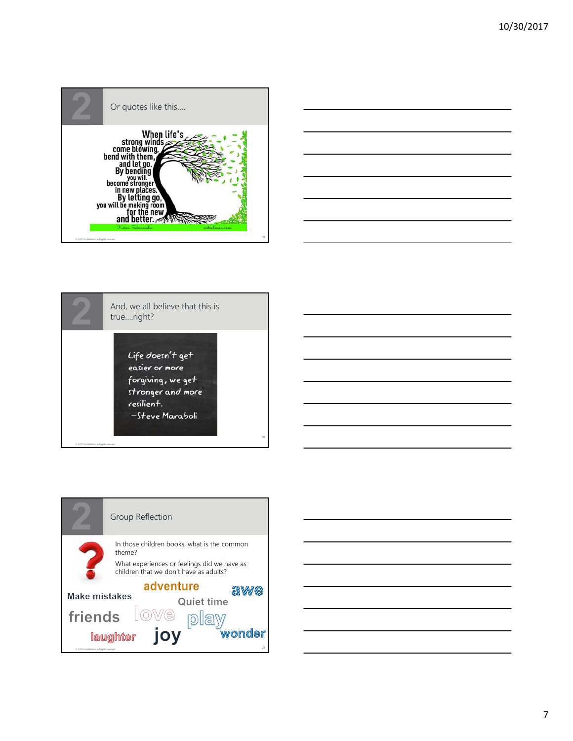## Or quotes like this….

When life's strong winds come blowing, bend with them, and let go. By bending you will become stronger in new places. By letting go, you will be making room for the new and better.

Karen Salmansohn — notsalmon.com

## And, we all believe that this is true….right?

Life doesn't get easier or more forgiving, we get stronger and more resilient.
–Steve Maraboli

## Group Reflection

In those children books, what is the common theme?

What experiences or feelings did we have as children that we don't have as adults?

Make mistakes · adventure · awe · Quiet time · friends · love · play · laughter · joy · wonder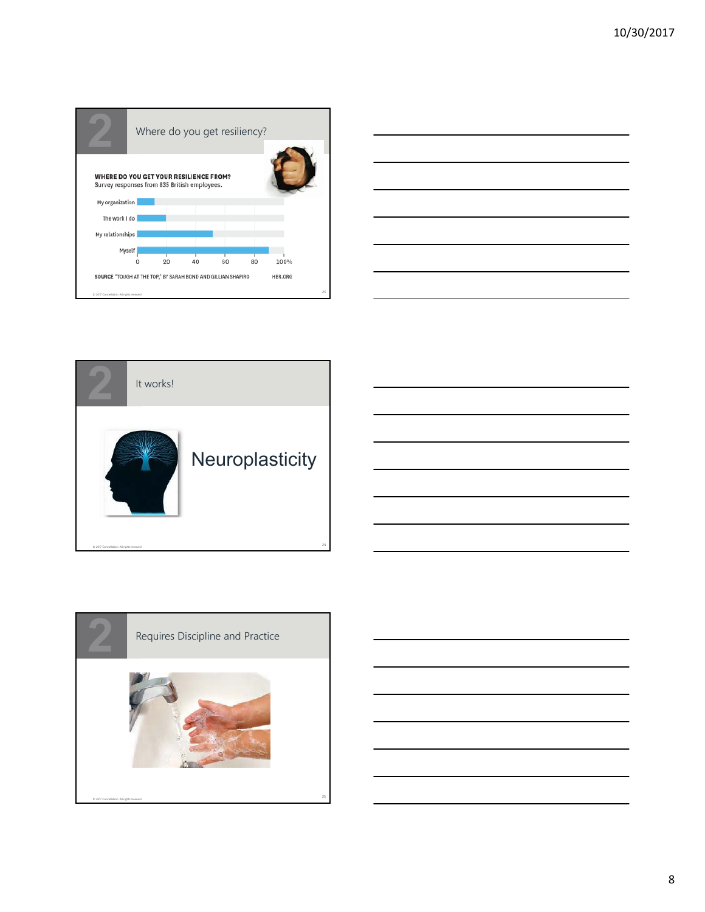## Where do you get resiliency?

**WHERE DO YOU GET YOUR RESILIENCE FROM?**
Survey responses from 835 British employees.

- My organization
- The work I do
- My relationships
- Myself

0 20 40 60 80 100%

**SOURCE** "TOUGH AT THE TOP," BY SARAH BOND AND GILLIAN SHAPIRO — HBR.ORG

## It works!

Neuroplasticity

## Requires Discipline and Practice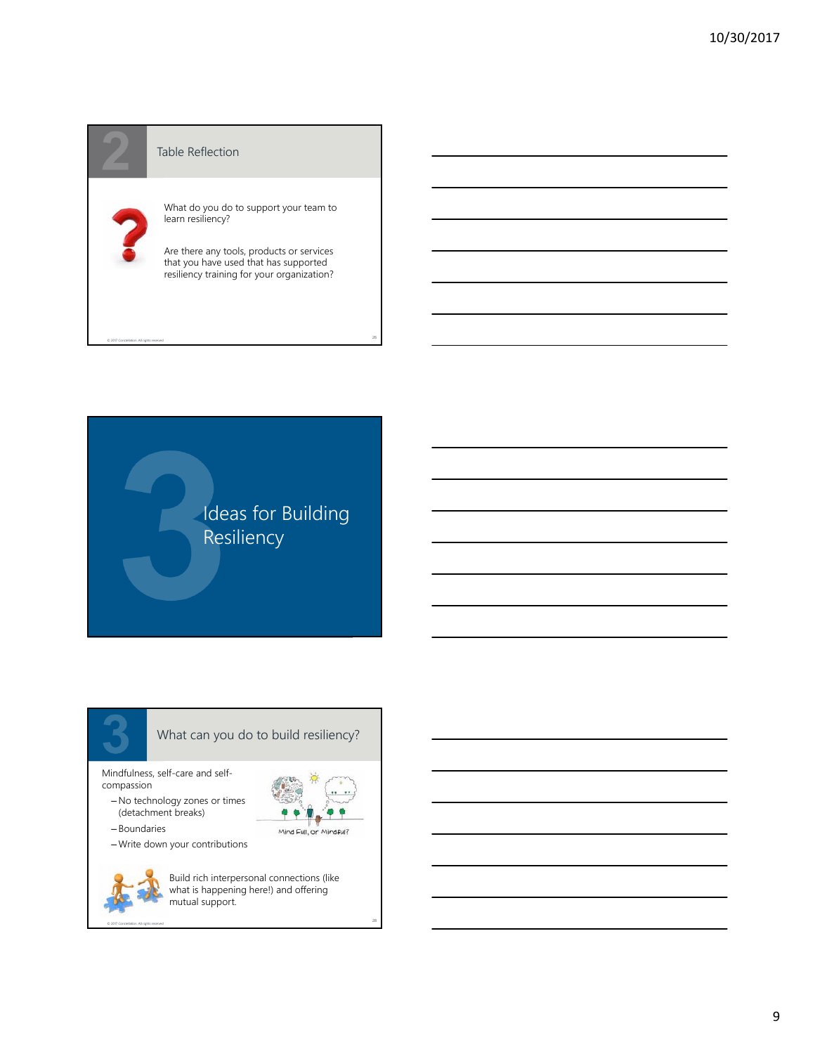## Table Reflection

What do you do to support your team to learn resiliency?

Are there any tools, products or services that you have used that has supported resiliency training for your organization?

# Ideas for Building Resiliency

## What can you do to build resiliency?

Mindfulness, self-care and self-compassion

- No technology zones or times (detachment breaks)
- Boundaries
- Write down your contributions

Mind Full, or Mindful?

Build rich interpersonal connections (like what is happening here!) and offering mutual support.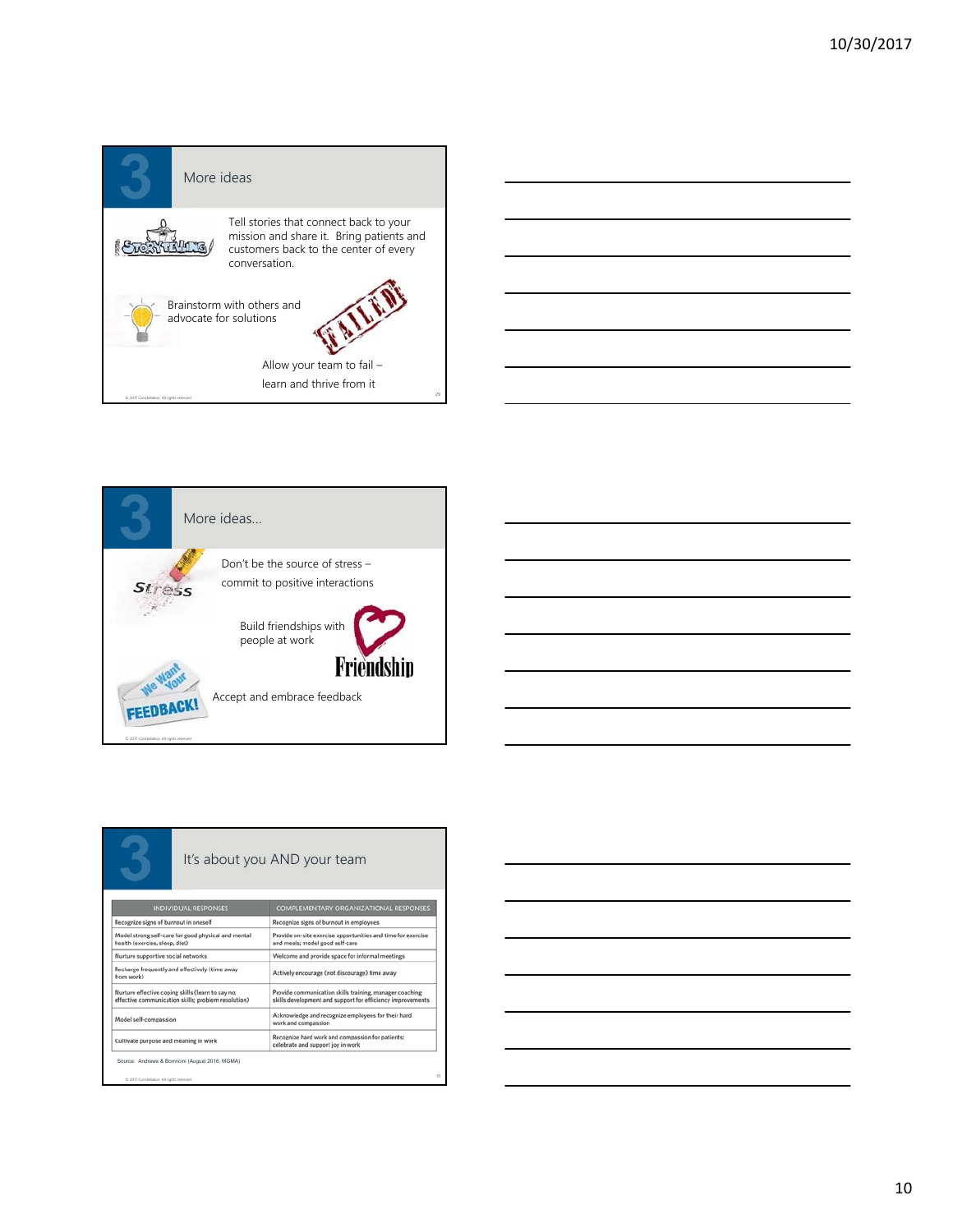## More ideas

Tell stories that connect back to your mission and share it. Bring patients and customers back to the center of every conversation.

Brainstorm with others and advocate for solutions

Allow your team to fail – learn and thrive from it

## More ideas…

Don't be the source of stress – commit to positive interactions

Build friendships with people at work

Accept and embrace feedback

## It's about you AND your team

| INDIVIDUAL RESPONSES | COMPLEMENTARY ORGANIZATIONAL RESPONSES |
|---|---|
| Recognize signs of burnout in oneself | Recognize signs of burnout in employees |
| Model strong self-care for good physical and mental health (exercise, sleep, diet) | Provide on-site exercise opportunities and time for exercise and meals; model good self-care |
| Nurture supportive social networks | Welcome and provide space for informal meetings |
| Recharge frequently and effectively (time away from work) | Actively encourage (not discourage) time away |
| Nurture effective coping skills (learn to say no; effective communication skills; problem resolution) | Provide communication skills training, manager coaching skills development and support for efficiency improvements |
| Model self-compassion | Acknowledge and recognize employees for their hard work and compassion |
| Cultivate purpose and meaning in work | Recognize hard work and compassion for patients; celebrate and support joy in work |

Source: Andrews & Bonvicini (August 2016, MGMA)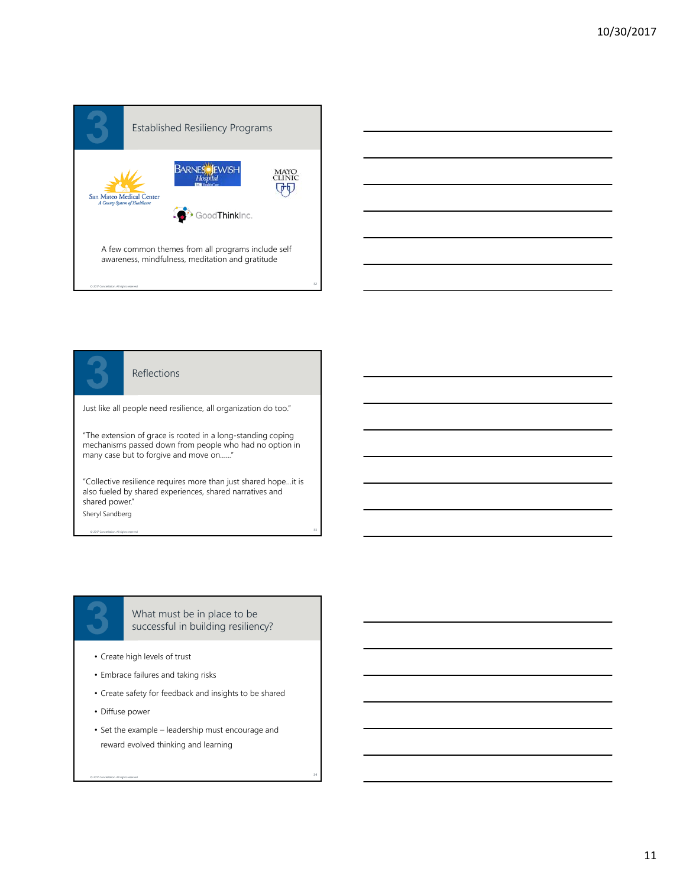## Established Resiliency Programs

San Mateo Medical Center — A County System of Healthcare

Barnes-Jewish Hospital

Mayo Clinic

GoodThinkInc.

A few common themes from all programs include self awareness, mindfulness, meditation and gratitude

## Reflections

Just like all people need resilience, all organization do too."

"The extension of grace is rooted in a long-standing coping mechanisms passed down from people who had no option in many case but to forgive and move on……"

"Collective resilience requires more than just shared hope…it is also fueled by shared experiences, shared narratives and shared power."

Sheryl Sandberg

## What must be in place to be successful in building resiliency?

- Create high levels of trust
- Embrace failures and taking risks
- Create safety for feedback and insights to be shared
- Diffuse power
- Set the example – leadership must encourage and reward evolved thinking and learning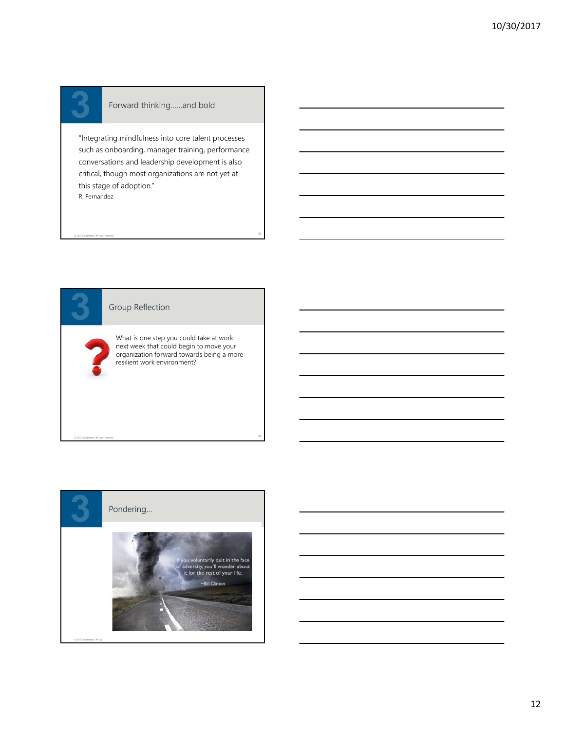## 3 Forward thinking……and bold

"Integrating mindfulness into core talent processes such as onboarding, manager training, performance conversations and leadership development is also critical, though most organizations are not yet at this stage of adoption."

R. Fernandez

## 3 Group Reflection

What is one step you could take at work next week that could begin to move your organization forward towards being a more resilient work environment?

## 3 Pondering…

If you voluntarily quit in the face of adversity, you'll wonder about it for the rest of your life.

~Bill Clinton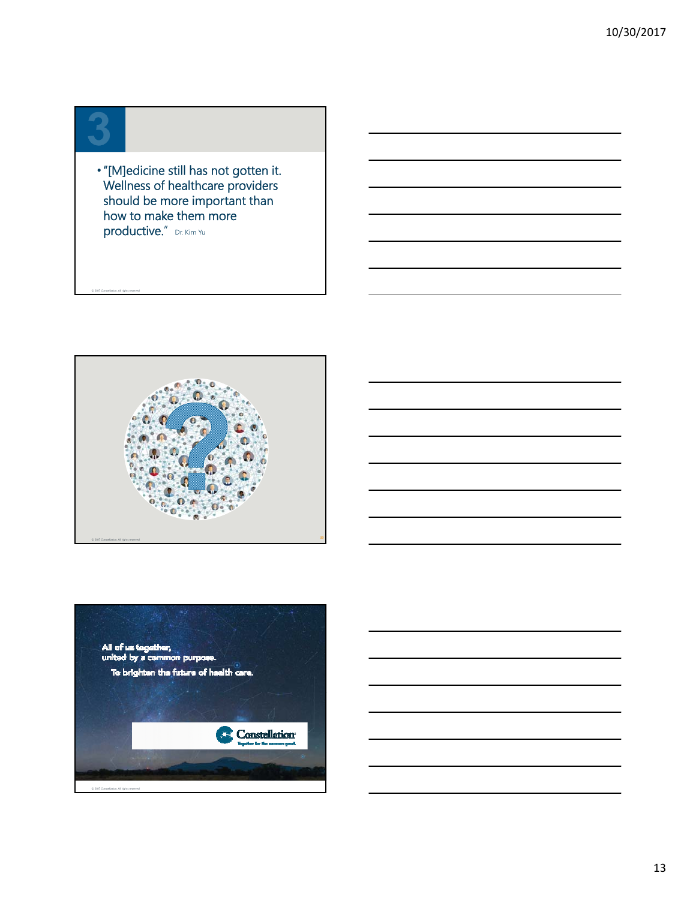3

- "[M]edicine still has not gotten it. Wellness of healthcare providers should be more important than how to make them more productive." Dr. Kim Yu

© 2017 Constellation. All rights reserved

© 2017 Constellation. All rights reserved

All of us together,
united by a common purpose.
To brighten the future of health care.

Constellation
Together for the common good.

© 2017 Constellation. All rights reserved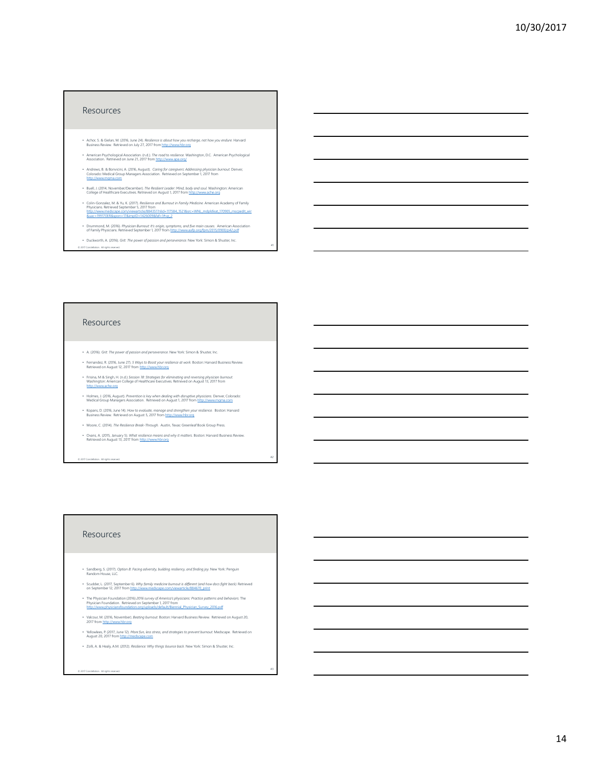## Resources

- Achor, S. & Gielan, M. (2016, June 24). *Resilience is about how you recharge, not how you endure.* Harvard Business Review. Retrieved on July 27, 2017 from http://www.hbr.org
- American Psychological Association. (n.d.). *The road to resilience.* Washington, D.C. American Psychological Association. Retrieved on June 21, 2017 from http://www.apa.org/
- Andrews, B. & Borvicini, A. (2016, August). *Caring for caregivers: Addressing physician burnout.* Denver, Colorado: Medical Group Managers Association. Retrieved on September 1, 2017 from http://www.mgma.com
- Buell, J. (2014, November/December). *The Resilient Leader: Mind, body and soul.* Washington: American College of Healthcare Executives. Retrieved on August 1, 2017 from http://www.ache.org
- Colin-Gonzalez, M. & Yu, K. (2017). *Resilience and Burnout in Family Medicine.* American Academy of Family Physicians. Retrieved September 5, 2017 from http://www.medscape.com/viewarticle/884351?nlid=117584_1521&src=WNL_mdplsfeat_170905_mscpedit_wir&uac=199170ER&spon=17&impID=1426009&faf=1#vp_2
- Drummond, M. (2016). *Physician Burnout: It's origin, symptoms, and five main causes.* American Association of Family Physicians. Retrieved September 1, 2017 from http://www.aafp.org/fpm/2015/0900/p42.pdf
- Duckworth, A. (2016). *Grit: The power of passion and perseverance.* New York: Simon & Shuster, Inc.

## Resources

- A. (2016). *Grit: The power of passion and perseverance.* New York: Simon & Shuster, Inc.
- Fernandez, R. (2016, June 27). *5 Ways to Boost your resilience at work.* Boston: Harvard Business Review. Retrieved on August 12, 2017 from http://www.hbr.org
- Frisina, M & Singh, H. (n.d.) *Session 18: Strategies for eliminating and reversing physician burnout.* Washington: American College of Healthcare Executives. Retrieved on August 13, 2017 from http://www.ache.org
- Holmes, J. (2016, August). *Prevention is key when dealing with disruptive physicians.* Denver, Colorado: Medical Group Managers Association. Retrieved on August 1, 2017 from http://www.mgma.com
- Kopans, D. (2016, June 14). *How to evaluate, manage and strengthen your resilience.* Boston: Harvard Business Review. Retrieved on August 5, 2017 from http://www.hbr.org
- Moore, C. (2014). *The Resilience Break-Through.* Austin, Texas: Greenleaf Book Group Press.
- Ovans, A. (2015, January 5). *What resilience means and why it matters.* Boston: Harvard Business Review. Retrieved on August 13, 2017 from http://www.hbr.org

## Resources

- Sandberg, S. (2017). *Option B: Facing adversity, building resiliency, and finding joy.* New York: Penguin Random House, LLC.
- Scudder, L. (2017, September 6). *Why family medicine burnout is different (and how docs fight back).* Retrieved on September 12, 2017 from http://www.medscape.com/viewarticle/884670_print
- The Physician Foundation (2016) *2016 survey of America's physicians: Practice patterns and behaviors.* The Physician Foundation. Retrieved on September 1, 2017 from http://www.physiciansfoundation.org/uploads/default/Biennial_Physician_Survey_2016.pdf
- Valcour, M. (2016, November). *Beating burnout.* Boston: Harvard Business Review. Retrieved on August 20, 2017 from http://www.hbr.org
- Yellowlees, P. (2017, June 12). *More fun, less stress, and strategies to prevent burnout.* Medscape. Retrieved on August 20, 2017 from http://medscape.com
- Zolli, A. & Healy, A.M. (2012). *Resilience: Why things bounce back.* New York: Simon & Shuster, Inc.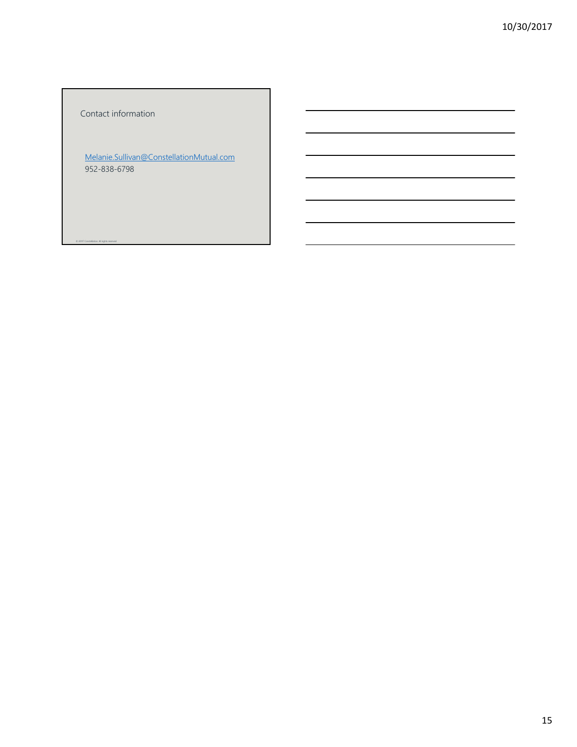Contact information

Melanie.Sullivan@ConstellationMutual.com
952-838-6798

© 2017 Constellation. All rights reserved.